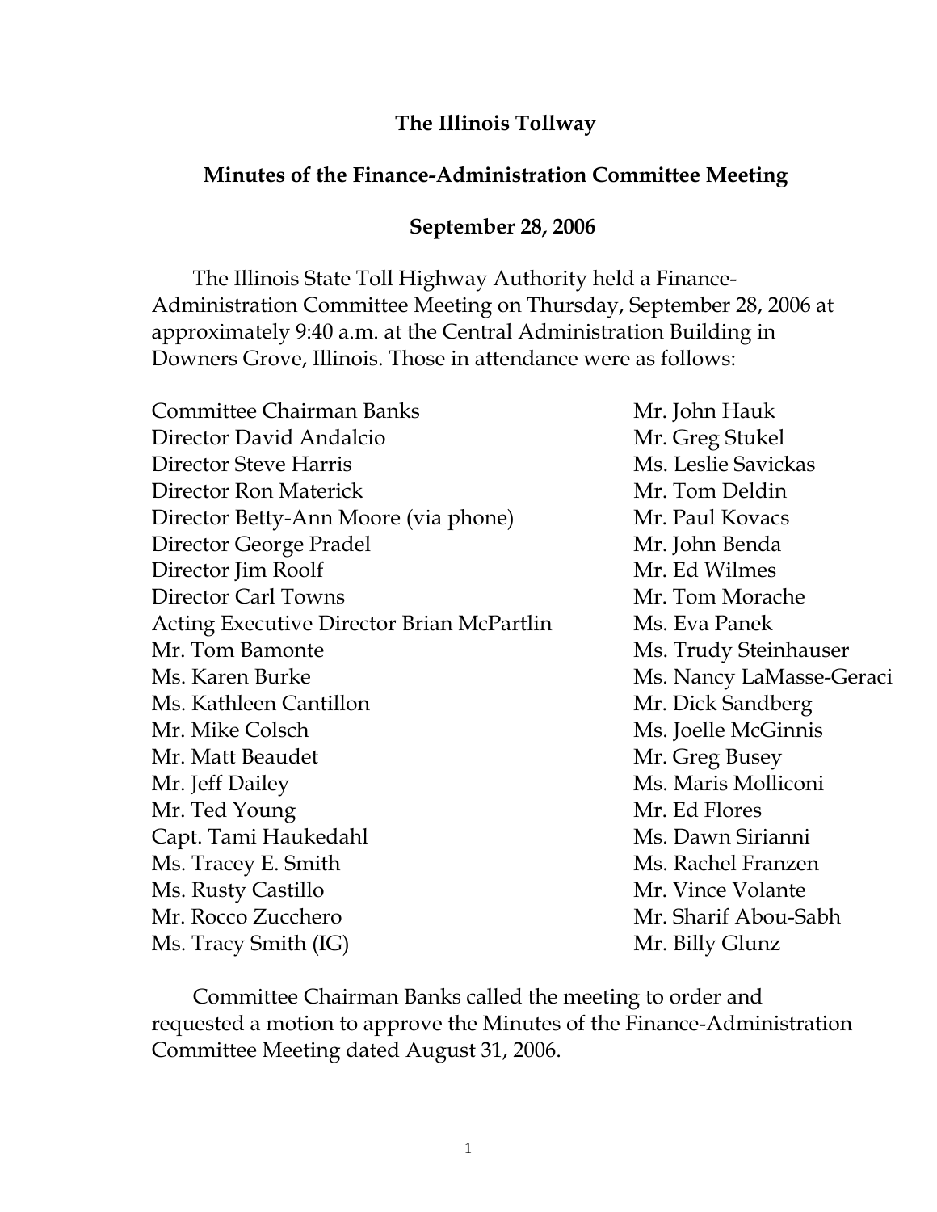# The Illinois Tollway

## Minutes of the Finance-Administration Committee Meeting

### September 28, 2006

The Illinois State Toll Highway Authority held a Finance-Administration Committee Meeting on Thursday, September 28, 2006 at approximately 9:40 a.m. at the Central Administration Building in Downers Grove, Illinois. Those in attendance were as follows:

Committee Chairman Banks
Director David Andalcio
Director Steve Harris
Director Ron Materick
Director Betty-Ann Moore (via phone)
Director George Pradel
Director Jim Roolf
Director Carl Towns
Acting Executive Director Brian McPartlin
Mr. Tom Bamonte
Ms. Karen Burke
Ms. Kathleen Cantillon
Mr. Mike Colsch
Mr. Matt Beaudet
Mr. Jeff Dailey
Mr. Ted Young
Capt. Tami Haukedahl
Ms. Tracey E. Smith
Ms. Rusty Castillo
Mr. Rocco Zucchero
Ms. Tracy Smith (IG)
Mr. John Hauk
Mr. Greg Stukel
Ms. Leslie Savickas
Mr. Tom Deldin
Mr. Paul Kovacs
Mr. John Benda
Mr. Ed Wilmes
Mr. Tom Morache
Ms. Eva Panek
Ms. Trudy Steinhauser
Ms. Nancy LaMasse-Geraci
Mr. Dick Sandberg
Ms. Joelle McGinnis
Mr. Greg Busey
Ms. Maris Molliconi
Mr. Ed Flores
Ms. Dawn Sirianni
Ms. Rachel Franzen
Mr. Vince Volante
Mr. Sharif Abou-Sabh
Mr. Billy Glunz

Committee Chairman Banks called the meeting to order and requested a motion to approve the Minutes of the Finance-Administration Committee Meeting dated August 31, 2006.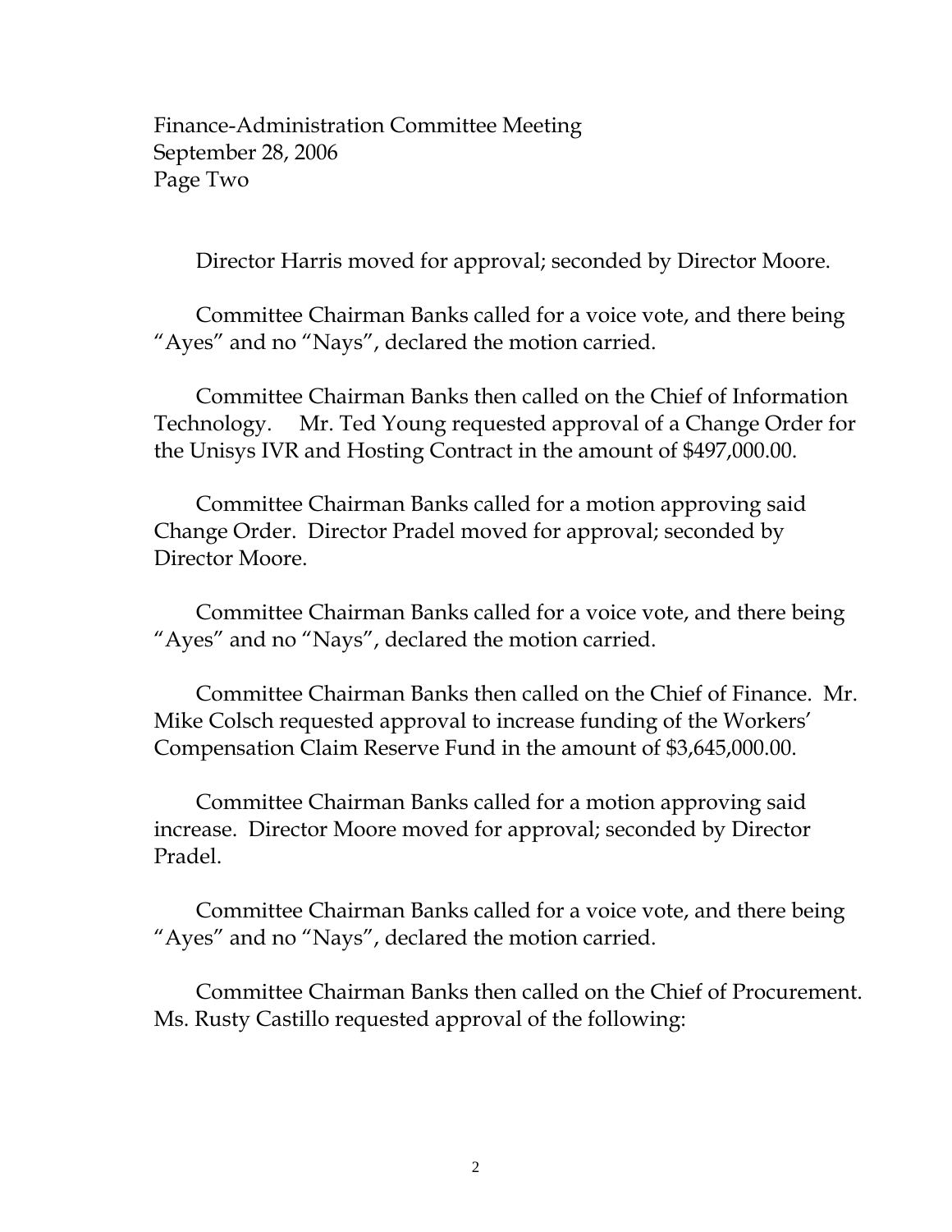Director Harris moved for approval; seconded by Director Moore.

Committee Chairman Banks called for a voice vote, and there being "Ayes" and no "Nays", declared the motion carried.

Committee Chairman Banks then called on the Chief of Information Technology. Mr. Ted Young requested approval of a Change Order for the Unisys IVR and Hosting Contract in the amount of $497,000.00.

Committee Chairman Banks called for a motion approving said Change Order. Director Pradel moved for approval; seconded by Director Moore.

Committee Chairman Banks called for a voice vote, and there being "Ayes" and no "Nays", declared the motion carried.

Committee Chairman Banks then called on the Chief of Finance. Mr. Mike Colsch requested approval to increase funding of the Workers' Compensation Claim Reserve Fund in the amount of $3,645,000.00.

Committee Chairman Banks called for a motion approving said increase. Director Moore moved for approval; seconded by Director Pradel.

Committee Chairman Banks called for a voice vote, and there being "Ayes" and no "Nays", declared the motion carried.

Committee Chairman Banks then called on the Chief of Procurement. Ms. Rusty Castillo requested approval of the following: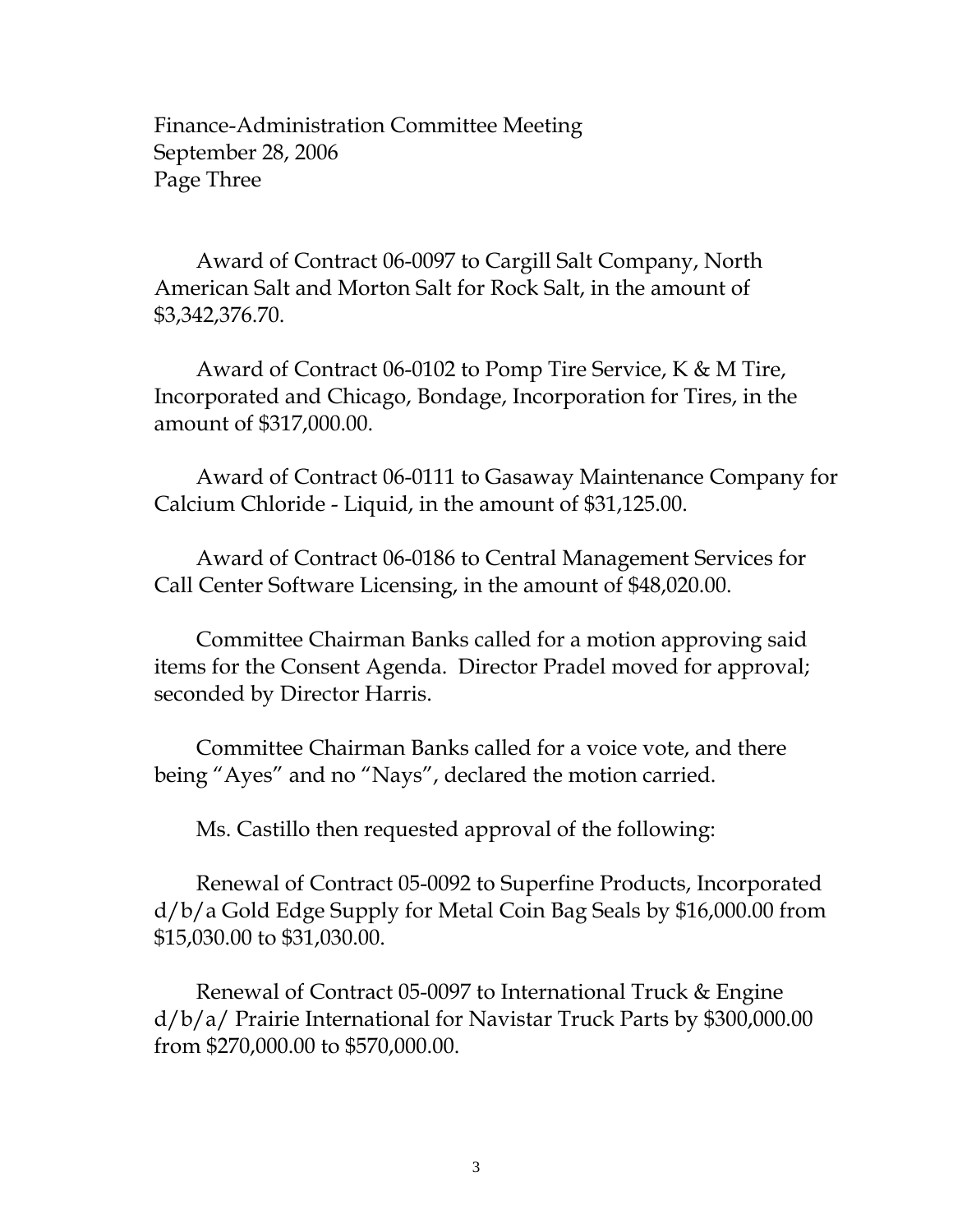Award of Contract 06-0097 to Cargill Salt Company, North American Salt and Morton Salt for Rock Salt, in the amount of $3,342,376.70.

Award of Contract 06-0102 to Pomp Tire Service, K & M Tire, Incorporated and Chicago, Bondage, Incorporation for Tires, in the amount of $317,000.00.

Award of Contract 06-0111 to Gasaway Maintenance Company for Calcium Chloride - Liquid, in the amount of $31,125.00.

Award of Contract 06-0186 to Central Management Services for Call Center Software Licensing, in the amount of $48,020.00.

Committee Chairman Banks called for a motion approving said items for the Consent Agenda. Director Pradel moved for approval; seconded by Director Harris.

Committee Chairman Banks called for a voice vote, and there being "Ayes" and no "Nays", declared the motion carried.

Ms. Castillo then requested approval of the following:

Renewal of Contract 05-0092 to Superfine Products, Incorporated d/b/a Gold Edge Supply for Metal Coin Bag Seals by $16,000.00 from $15,030.00 to $31,030.00.

Renewal of Contract 05-0097 to International Truck & Engine d/b/a/ Prairie International for Navistar Truck Parts by $300,000.00 from $270,000.00 to $570,000.00.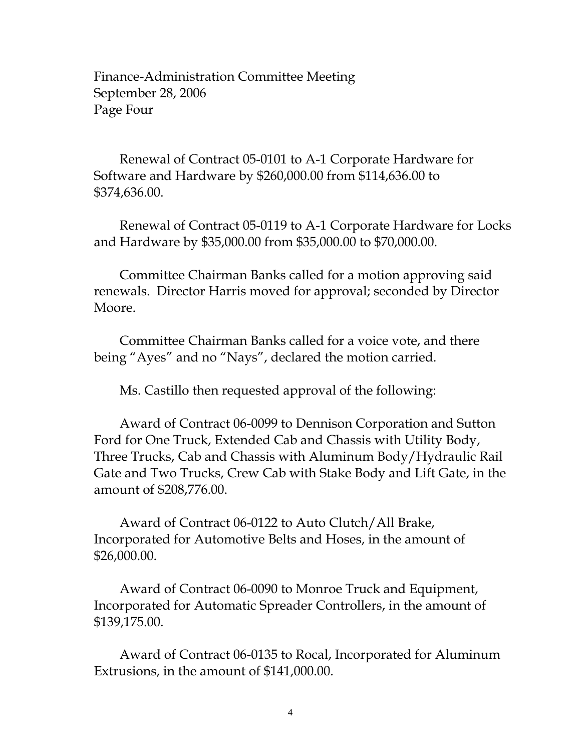Renewal of Contract 05-0101 to A-1 Corporate Hardware for Software and Hardware by $260,000.00 from $114,636.00 to $374,636.00.

Renewal of Contract 05-0119 to A-1 Corporate Hardware for Locks and Hardware by $35,000.00 from $35,000.00 to $70,000.00.

Committee Chairman Banks called for a motion approving said renewals. Director Harris moved for approval; seconded by Director Moore.

Committee Chairman Banks called for a voice vote, and there being "Ayes" and no "Nays", declared the motion carried.

Ms. Castillo then requested approval of the following:

Award of Contract 06-0099 to Dennison Corporation and Sutton Ford for One Truck, Extended Cab and Chassis with Utility Body, Three Trucks, Cab and Chassis with Aluminum Body/Hydraulic Rail Gate and Two Trucks, Crew Cab with Stake Body and Lift Gate, in the amount of $208,776.00.

Award of Contract 06-0122 to Auto Clutch/All Brake, Incorporated for Automotive Belts and Hoses, in the amount of $26,000.00.

Award of Contract 06-0090 to Monroe Truck and Equipment, Incorporated for Automatic Spreader Controllers, in the amount of $139,175.00.

Award of Contract 06-0135 to Rocal, Incorporated for Aluminum Extrusions, in the amount of $141,000.00.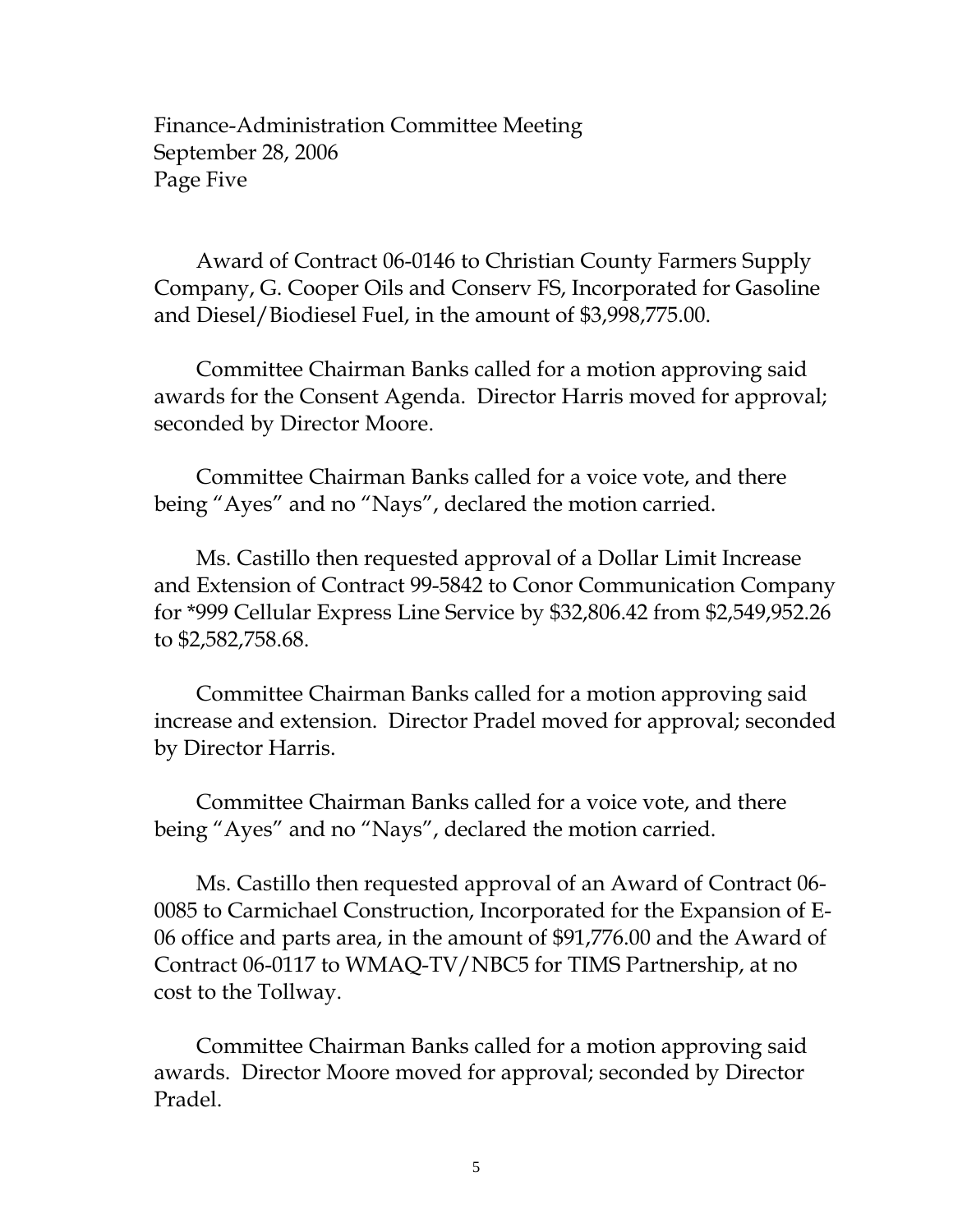Award of Contract 06-0146 to Christian County Farmers Supply Company, G. Cooper Oils and Conserv FS, Incorporated for Gasoline and Diesel/Biodiesel Fuel, in the amount of $3,998,775.00.

Committee Chairman Banks called for a motion approving said awards for the Consent Agenda. Director Harris moved for approval; seconded by Director Moore.

Committee Chairman Banks called for a voice vote, and there being "Ayes" and no "Nays", declared the motion carried.

Ms. Castillo then requested approval of a Dollar Limit Increase and Extension of Contract 99-5842 to Conor Communication Company for *999 Cellular Express Line Service by $32,806.42 from $2,549,952.26 to $2,582,758.68.

Committee Chairman Banks called for a motion approving said increase and extension. Director Pradel moved for approval; seconded by Director Harris.

Committee Chairman Banks called for a voice vote, and there being "Ayes" and no "Nays", declared the motion carried.

Ms. Castillo then requested approval of an Award of Contract 06-0085 to Carmichael Construction, Incorporated for the Expansion of E-06 office and parts area, in the amount of $91,776.00 and the Award of Contract 06-0117 to WMAQ-TV/NBC5 for TIMS Partnership, at no cost to the Tollway.

Committee Chairman Banks called for a motion approving said awards. Director Moore moved for approval; seconded by Director Pradel.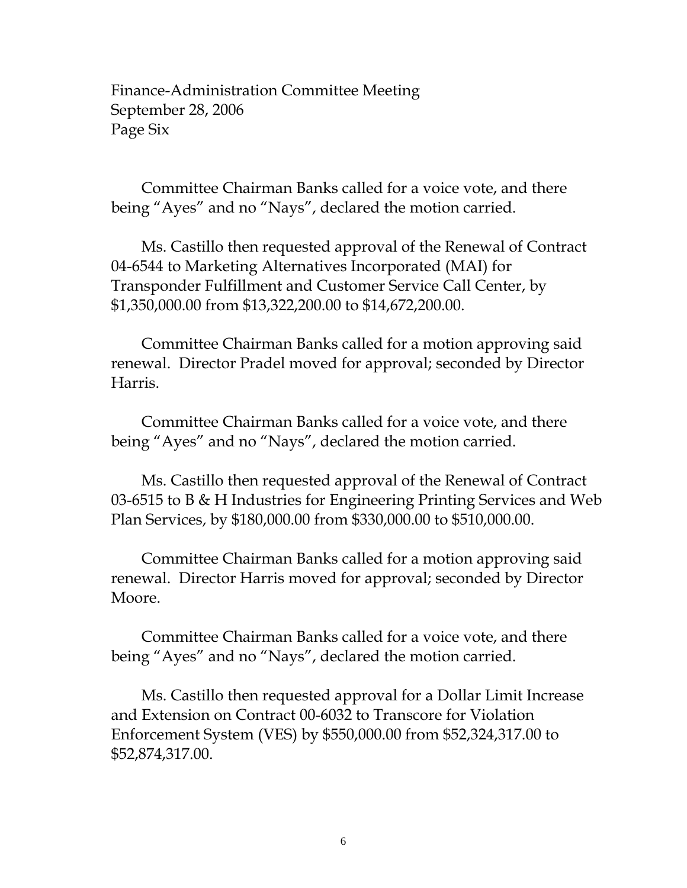Committee Chairman Banks called for a voice vote, and there being "Ayes" and no "Nays", declared the motion carried.

Ms. Castillo then requested approval of the Renewal of Contract 04-6544 to Marketing Alternatives Incorporated (MAI) for Transponder Fulfillment and Customer Service Call Center, by $1,350,000.00 from $13,322,200.00 to $14,672,200.00.

Committee Chairman Banks called for a motion approving said renewal. Director Pradel moved for approval; seconded by Director Harris.

Committee Chairman Banks called for a voice vote, and there being "Ayes" and no "Nays", declared the motion carried.

Ms. Castillo then requested approval of the Renewal of Contract 03-6515 to B & H Industries for Engineering Printing Services and Web Plan Services, by $180,000.00 from $330,000.00 to $510,000.00.

Committee Chairman Banks called for a motion approving said renewal. Director Harris moved for approval; seconded by Director Moore.

Committee Chairman Banks called for a voice vote, and there being "Ayes" and no "Nays", declared the motion carried.

Ms. Castillo then requested approval for a Dollar Limit Increase and Extension on Contract 00-6032 to Transcore for Violation Enforcement System (VES) by $550,000.00 from $52,324,317.00 to $52,874,317.00.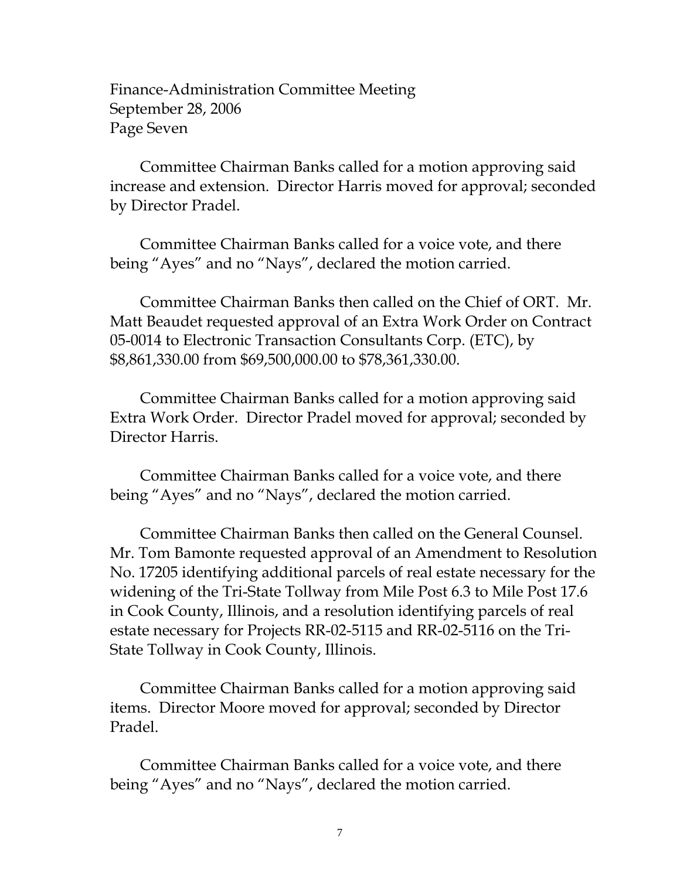Committee Chairman Banks called for a motion approving said increase and extension. Director Harris moved for approval; seconded by Director Pradel.

Committee Chairman Banks called for a voice vote, and there being "Ayes" and no "Nays", declared the motion carried.

Committee Chairman Banks then called on the Chief of ORT. Mr. Matt Beaudet requested approval of an Extra Work Order on Contract 05-0014 to Electronic Transaction Consultants Corp. (ETC), by $8,861,330.00 from $69,500,000.00 to $78,361,330.00.

Committee Chairman Banks called for a motion approving said Extra Work Order. Director Pradel moved for approval; seconded by Director Harris.

Committee Chairman Banks called for a voice vote, and there being "Ayes" and no "Nays", declared the motion carried.

Committee Chairman Banks then called on the General Counsel. Mr. Tom Bamonte requested approval of an Amendment to Resolution No. 17205 identifying additional parcels of real estate necessary for the widening of the Tri-State Tollway from Mile Post 6.3 to Mile Post 17.6 in Cook County, Illinois, and a resolution identifying parcels of real estate necessary for Projects RR-02-5115 and RR-02-5116 on the Tri-State Tollway in Cook County, Illinois.

Committee Chairman Banks called for a motion approving said items. Director Moore moved for approval; seconded by Director Pradel.

Committee Chairman Banks called for a voice vote, and there being "Ayes" and no "Nays", declared the motion carried.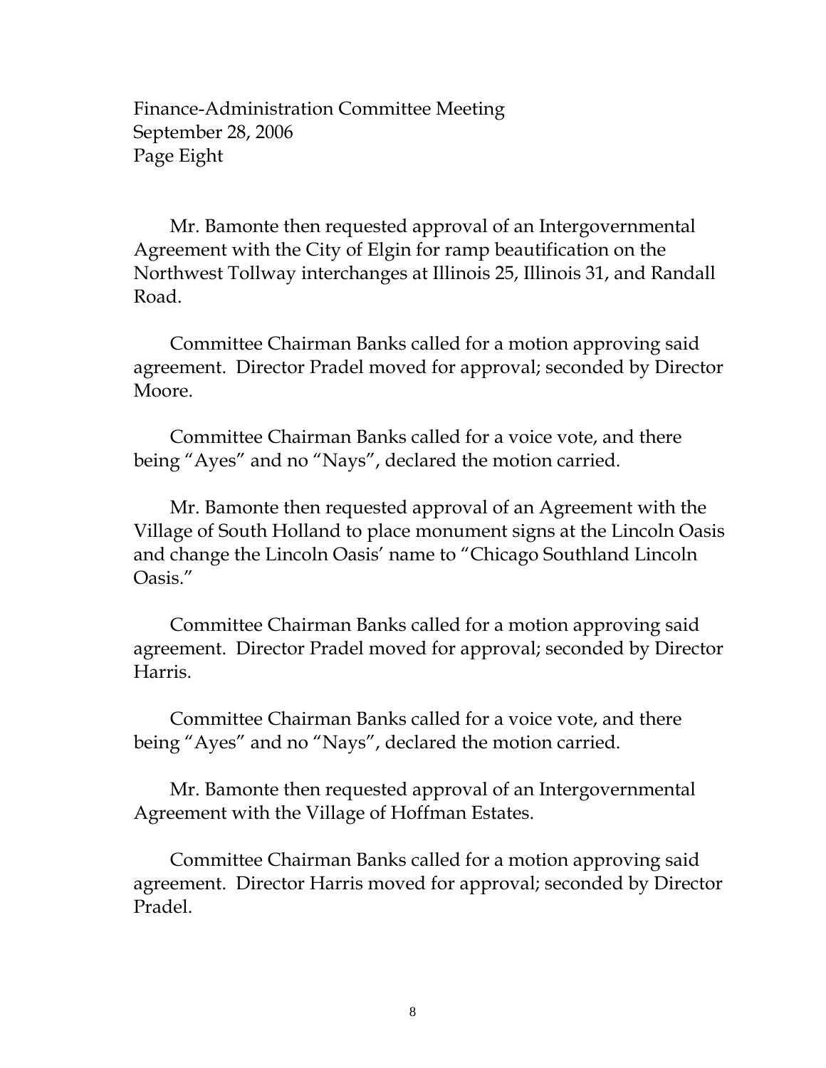Mr. Bamonte then requested approval of an Intergovernmental Agreement with the City of Elgin for ramp beautification on the Northwest Tollway interchanges at Illinois 25, Illinois 31, and Randall Road.

Committee Chairman Banks called for a motion approving said agreement. Director Pradel moved for approval; seconded by Director Moore.

Committee Chairman Banks called for a voice vote, and there being "Ayes" and no "Nays", declared the motion carried.

Mr. Bamonte then requested approval of an Agreement with the Village of South Holland to place monument signs at the Lincoln Oasis and change the Lincoln Oasis' name to "Chicago Southland Lincoln Oasis."

Committee Chairman Banks called for a motion approving said agreement. Director Pradel moved for approval; seconded by Director Harris.

Committee Chairman Banks called for a voice vote, and there being "Ayes" and no "Nays", declared the motion carried.

Mr. Bamonte then requested approval of an Intergovernmental Agreement with the Village of Hoffman Estates.

Committee Chairman Banks called for a motion approving said agreement. Director Harris moved for approval; seconded by Director Pradel.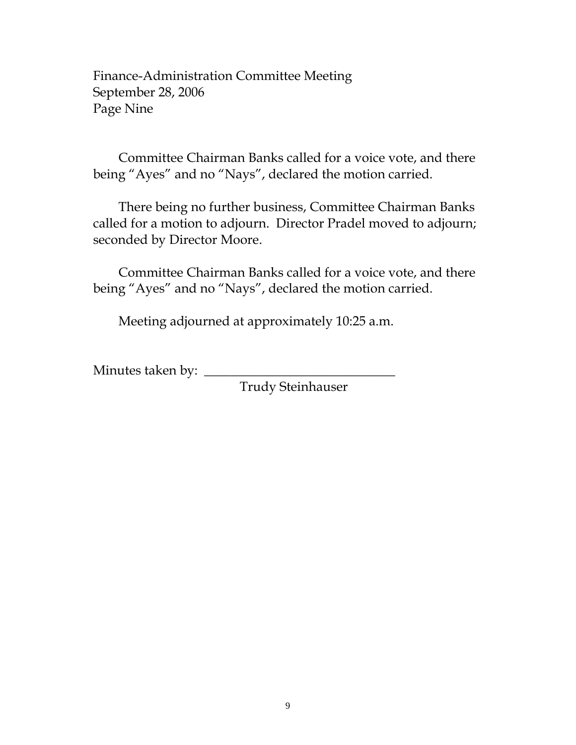Committee Chairman Banks called for a voice vote, and there being "Ayes" and no "Nays", declared the motion carried.

There being no further business, Committee Chairman Banks called for a motion to adjourn. Director Pradel moved to adjourn; seconded by Director Moore.

Committee Chairman Banks called for a voice vote, and there being "Ayes" and no "Nays", declared the motion carried.

Meeting adjourned at approximately 10:25 a.m.

Minutes taken by: ______________________________
Trudy Steinhauser